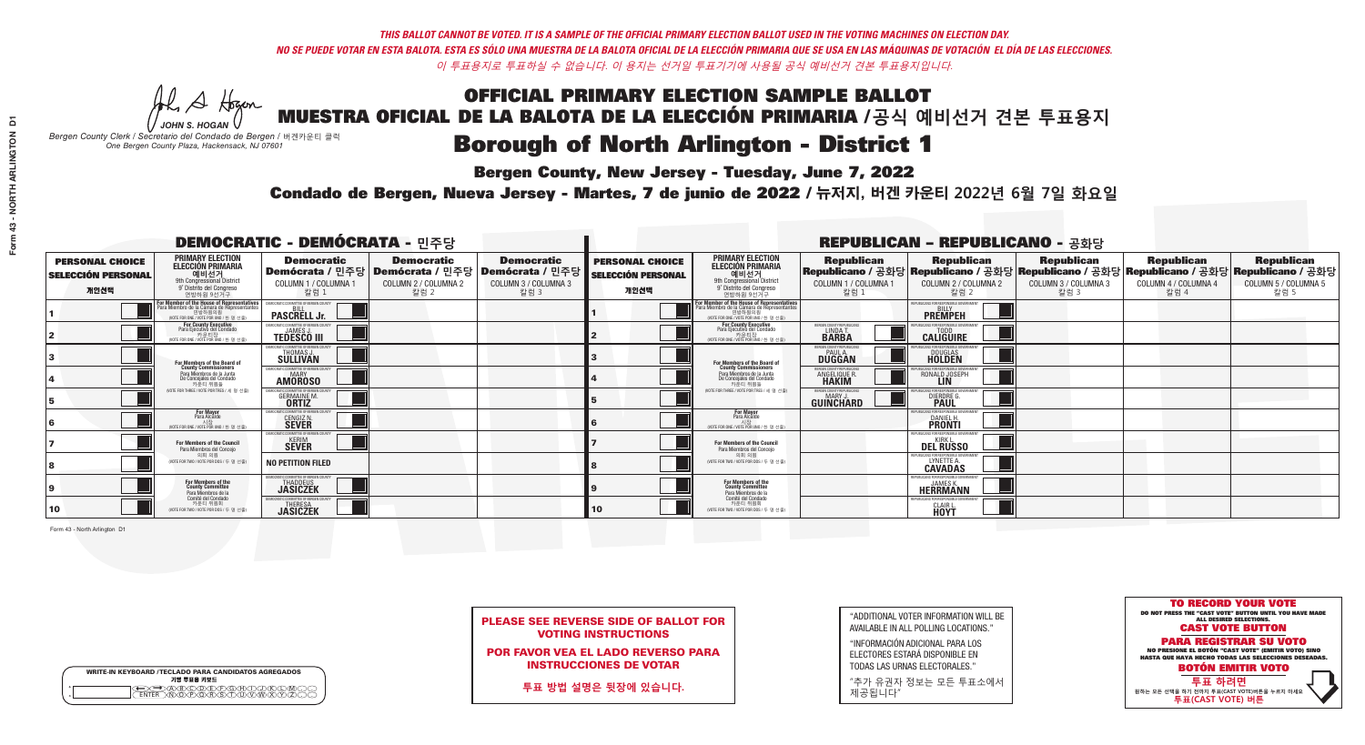*THIS BALLOT CANNOT BE VOTED. IT IS A SAMPLE OF THE OFFICIAL PRIMARY ELECTION BALLOT USED IN THE VOTING MACHINES ON ELECTION DAY.*

*NO SE PUEDE VOTAR EN ESTA BALOTA. ESTA ES SÓLO UNA MUESTRA DE LA BALOTA OFICIAL DE LA ELECCIÓN PRIMARIA QUE SE USA EN LAS MÁQUINAS DE VOTACIÓN EL DÍA DE LAS ELECCIONES.*

*이 투표용지로 투표하실 수 없습니다. 이 용지는 선거일 투표기기에 사용될 공식 예비선거 견본 투표용지입니다.*

JOHN S. HOGAN
Bergen County Clerk / Secretario del Condado de Bergen / 버겐카운티 클럭
One Bergen County Plaza, Hackensack, NJ 07601

# OFFICIAL PRIMARY ELECTION SAMPLE BALLOT
# MUESTRA OFICIAL DE LA BALOTA DE LA ELECCIÓN PRIMARIA /공식 예비선거 견본 투표용지
# Borough of North Arlington - District 1

**Bergen County, New Jersey - Tuesday, June 7, 2022**

**Condado de Bergen, Nueva Jersey - Martes, 7 de junio de 2022 / 뉴저지, 버겐 카운티 2022년 6월 7일 화요일**

## DEMOCRATIC - DEMÓCRATA - 민주당

| PERSONAL CHOICE / SELECCIÓN PERSONAL / 개인선택 | PRIMARY ELECTION / ELECCIÓN PRIMARIA / 예비선거 / 9th Congressional District / 9° Distrito del Congreso / 연방하원 9선거구 | Democratic / Demócrata / 민주당 COLUMN 1 / COLUMNA 1 / 칼럼 1 | Democratic / Demócrata / 민주당 COLUMN 2 / COLUMNA 2 / 칼럼 2 | Democratic / Demócrata / 민주당 COLUMN 3 / COLUMNA 3 / 칼럼 3 |
|---|---|---|---|---|
| 1 | For Member of the House of Representatives / Para Miembro de la Cámara de Representantes / 연방하원의원 (VOTE FOR ONE / VOTE POR UNO / 한 명 선출) | BILL PASCRELL Jr. | | |
| 2 | For County Executive / Para Ejecutivo del Condado / 카운티장 (VOTE FOR ONE / VOTE POR UNO / 한 명 선출) | JAMES J. TEDESCO III | | |
| 3 | For Members of the Board of County Commissioners / Para Miembros de la Junta De Concejales del Condado / 카운티 위원들 (VOTE FOR THREE / VOTE POR TRES / 세 명 선출) | THOMAS J. SULLIVAN | | |
| 4 | | MARY AMOROSO | | |
| 5 | | GERMAINE M. ORTIZ | | |
| 6 | For Mayor / Para Alcalde / 시장 (VOTE FOR ONE / VOTE POR UNO / 한 명 선출) | CENGIZ N. SEVER | | |
| 7 | For Members of the Council / Para Miembros del Concejo / 의회 의원 (VOTE FOR TWO / VOTE POR DOS / 두 명 선출) | KERIM SEVER | | |
| 8 | | NO PETITION FILED | | |
| 9 | For Members of the County Committee / Para Miembros de la Comité del Condado / 카운티 위원회 (VOTE FOR TWO / VOTE POR DOS / 두 명 선출) | THADDEUS JASICZEK | | |
| 10 | | THERESA JASICZEK | | |

## REPUBLICAN - REPUBLICANO - 공화당

| PERSONAL CHOICE / SELECCIÓN PERSONAL / 개인선택 | PRIMARY ELECTION / ELECCIÓN PRIMARIA / 예비선거 / 9th Congressional District / 9° Distrito del Congreso / 연방하원 9선거구 | Republican / Republicano / 공화당 COLUMN 1 / COLUMNA 1 / 칼럼 1 | Republican / Republicano / 공화당 COLUMN 2 / COLUMNA 2 / 칼럼 2 | Republican / Republicano / 공화당 COLUMN 3 / COLUMNA 3 / 칼럼 3 | Republican / Republicano / 공화당 COLUMN 4 / COLUMNA 4 / 칼럼 4 | Republican / Republicano / 공화당 COLUMN 5 / COLUMNA 5 / 칼럼 5 |
|---|---|---|---|---|---|---|
| 1 | For Member of the House of Representatives / Para Miembro de la Cámara de Representantes / 연방하원의원 (VOTE FOR ONE / VOTE POR UNO / 한 명 선출) | | BILLY PREMPEH | | | |
| 2 | For County Executive / Para Ejecutivo del Condado / 카운티장 (VOTE FOR ONE / VOTE POR UNO / 한 명 선출) | LINDA T. BARBA | TODD CALIGUIRE | | | |
| 3 | For Members of the Board of County Commissioners / Para Miembros de la Junta De Concejales del Condado / 카운티 위원들 (VOTE FOR THREE / VOTE POR TRES / 세 명 선출) | PAUL A. DUGGAN | DOUGLAS HOLDEN | | | |
| 4 | | ANGELIQUE R. HAKIM | RONALD JOSEPH LIN | | | |
| 5 | | MARY J. GUINCHARD | DIERDRE G. PAUL | | | |
| 6 | For Mayor / Para Alcalde / 시장 (VOTE FOR ONE / VOTE POR UNO / 한 명 선출) | | DANIEL H. PRONTI | | | |
| 7 | For Members of the Council / Para Miembros del Concejo / 의회 의원 (VOTE FOR TWO / VOTE POR DOS / 두 명 선출) | | KIRK L. DEL RUSSO | | | |
| 8 | | | LYNETTE A. CAVADAS | | | |
| 9 | For Members of the County Committee / Para Miembros de la Comité del Condado / 카운티 위원회 (VOTE FOR TWO / VOTE POR DOS / 두 명 선출) | | JAMES K. HERRMANN | | | |
| 10 | | | CLAIR L. HOYT | | | |

Form 43 - North Arlington D1

**PLEASE SEE REVERSE SIDE OF BALLOT FOR VOTING INSTRUCTIONS**

**POR FAVOR VEA EL LADO REVERSO PARA INSTRUCCIONES DE VOTAR**

**투표 방법 설명은 뒷장에 있습니다.**

"ADDITIONAL VOTER INFORMATION WILL BE AVAILABLE IN ALL POLLING LOCATIONS."

"INFORMACIÓN ADICIONAL PARA LOS ELECTORES ESTARÁ DISPONIBLE EN TODAS LAS URNAS ELECTORALES."

"추가 유권자 정보는 모든 투표소에서 제공됩니다"

**TO RECORD YOUR VOTE**
DO NOT PRESS THE "CAST VOTE" BUTTON UNTIL YOU HAVE MADE ALL DESIRED SELECTIONS.
**CAST VOTE BUTTON**

**PARA REGISTRAR SU VOTO**
NO PRESIONE EL BOTÓN "CAST VOTE" (EMITIR VOTO) SINO HASTA QUE HAYA HECHO TODAS LAS SELECCIONES DESEADAS.
**BOTÓN EMITIR VOTO**

**투표 하려면**
원하는 모든 선택을 하기 전까지 투표(CAST VOTE)버튼을 누르지 마세요
**투표(CAST VOTE) 버튼**

WRITE-IN KEYBOARD /TECLADO PARA CANDIDATOS AGREGADOS
기명 투표용 키보드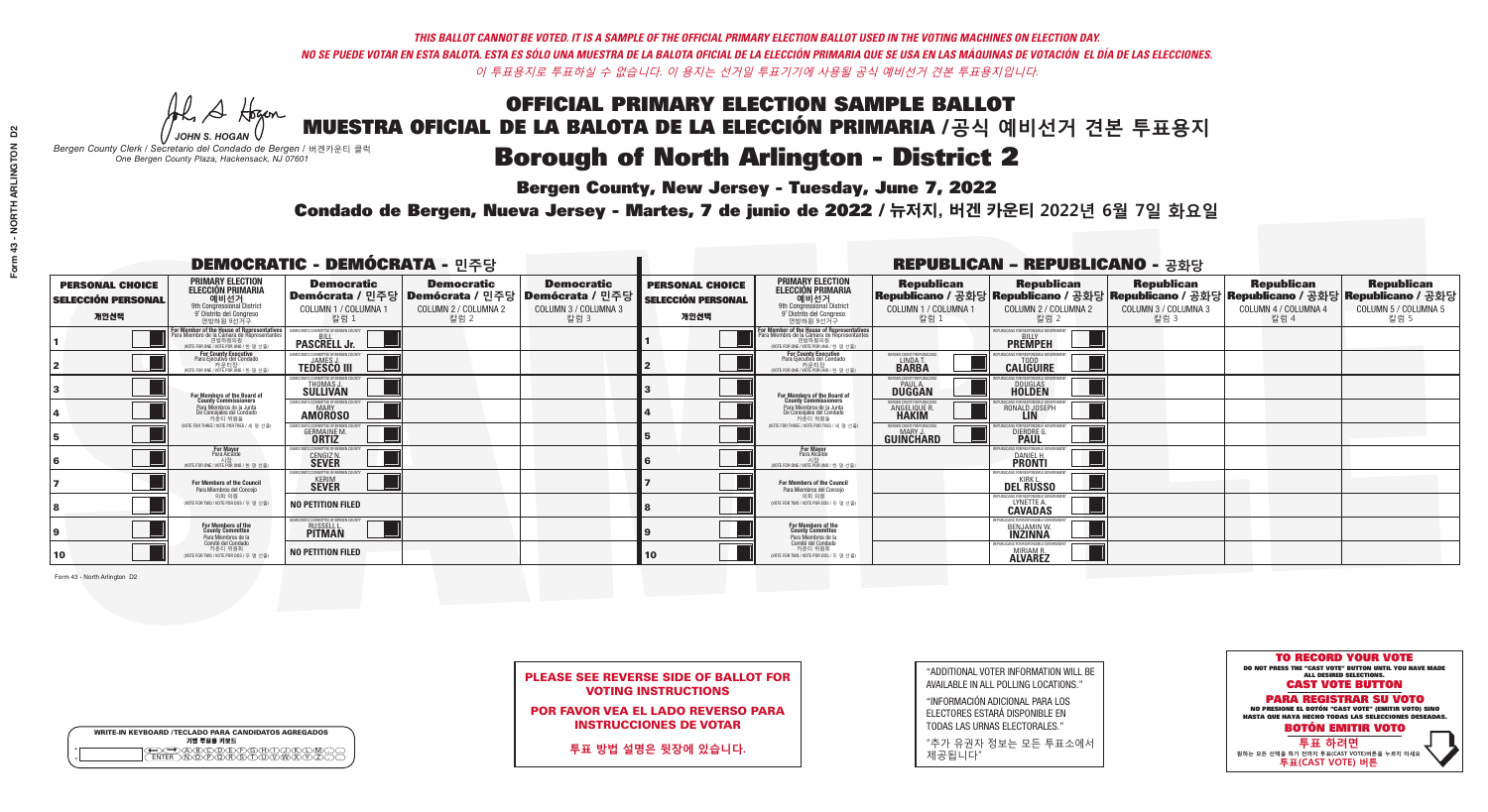*THIS BALLOT CANNOT BE VOTED. IT IS A SAMPLE OF THE OFFICIAL PRIMARY ELECTION BALLOT USED IN THE VOTING MACHINES ON ELECTION DAY.*
*NO SE PUEDE VOTAR EN ESTA BALOTA. ESTA ES SÓLO UNA MUESTRA DE LA BALOTA OFICIAL DE LA ELECCIÓN PRIMARIA QUE SE USA EN LAS MÁQUINAS DE VOTACIÓN EL DÍA DE LAS ELECCIONES.*
*이 투표용지로 투표하실 수 없습니다. 이 용지는 선거일 투표기기에 사용될 공식 예비선거 견본 투표용지입니다.*

JOHN S. HOGAN
*Bergen County Clerk / Secretario del Condado de Bergen / 버겐카운티 클럭*
*One Bergen County Plaza, Hackensack, NJ 07601*

# OFFICIAL PRIMARY ELECTION SAMPLE BALLOT
# MUESTRA OFICIAL DE LA BALOTA DE LA ELECCIÓN PRIMARIA / 공식 예비선거 견본 투표용지
# Borough of North Arlington - District 2

**Bergen County, New Jersey - Tuesday, June 7, 2022**

**Condado de Bergen, Nueva Jersey - Martes, 7 de junio de 2022 / 뉴저지, 버겐 카운티 2022년 6월 7일 화요일**

## DEMOCRATIC - DEMÓCRATA - 민주당

| PERSONAL CHOICE / SELECCIÓN PERSONAL / 개인선택 | PRIMARY ELECTION / ELECCIÓN PRIMARIA / 예비선거 (9th Congressional District / 9° Distrito del Congreso / 연방하원 9선거구) | Democratic / Demócrata / 민주당 COLUMN 1 / COLUMNA 1 / 칼럼 1 | Democratic / Demócrata / 민주당 COLUMN 2 / COLUMNA 2 / 칼럼 2 | Democratic / Demócrata / 민주당 COLUMN 3 / COLUMNA 3 / 칼럼 3 |
|---|---|---|---|---|
| 1 | For Member of the House of Representatives / Para Miembro de la Cámara de Representantes / 연방하원의원 (VOTE FOR ONE / VOTE POR UNO / 한 명 선출) | BILL PASCRELL Jr. | | |
| 2 | For County Executive / Para Ejecutivo del Condado / 카운티장 (VOTE FOR ONE / VOTE POR UNO / 한 명 선출) | JAMES J. TEDESCO III | | |
| 3 | For Members of the Board of County Commissioners / Para Miembros de la Junta De Concejales del Condado / 카운티 위원들 (VOTE FOR THREE / VOTE POR TRES / 세 명 선출) | THOMAS J. SULLIVAN | | |
| 4 | | MARY AMOROSO | | |
| 5 | | GERMAINE M. ORTIZ | | |
| 6 | For Mayor / Para Alcalde / 시장 (VOTE FOR ONE / VOTE POR UNO / 한 명 선출) | CENGIZ N. SEVER | | |
| 7 | For Members of the Council / Para Miembros del Concejo / 의회 의원 (VOTE FOR TWO / VOTE POR DOS / 두 명 선출) | KERIM SEVER | | |
| 8 | | NO PETITION FILED | | |
| 9 | For Members of the County Committee / Para Miembros de la Comité del Condado / 카운티 위원회 (VOTE FOR TWO / VOTE POR DOS / 두 명 선출) | RUSSELL L. PITMAN | | |
| 10 | | NO PETITION FILED | | |

## REPUBLICAN - REPUBLICANO - 공화당

| PERSONAL CHOICE / SELECCIÓN PERSONAL / 개인선택 | PRIMARY ELECTION / ELECCIÓN PRIMARIA / 예비선거 (9th Congressional District / 9° Distrito del Congreso / 연방하원 9선거구) | Republican / Republicano / 공화당 COLUMN 1 / COLUMNA 1 / 칼럼 1 | Republican / Republicano / 공화당 COLUMN 2 / COLUMNA 2 / 칼럼 2 | Republican / Republicano / 공화당 COLUMN 3 / COLUMNA 3 / 칼럼 3 | Republican / Republicano / 공화당 COLUMN 4 / COLUMNA 4 / 칼럼 4 | Republican / Republicano / 공화당 COLUMN 5 / COLUMNA 5 / 칼럼 5 |
|---|---|---|---|---|---|---|
| 1 | For Member of the House of Representatives / Para Miembro de la Cámara de Representantes / 연방하원의원 (VOTE FOR ONE / VOTE POR UNO / 한 명 선출) | | BILLY PREMPEH | | | |
| 2 | For County Executive / Para Ejecutivo del Condado / 카운티장 (VOTE FOR ONE / VOTE POR UNO / 한 명 선출) | LINDA T. BARBA | TODD CALIGUIRE | | | |
| 3 | For Members of the Board of County Commissioners / Para Miembros de la Junta De Concejales del Condado / 카운티 위원들 (VOTE FOR THREE / VOTE POR TRES / 세 명 선출) | PAUL A. DUGGAN | DOUGLAS HOLDEN | | | |
| 4 | | ANGELIQUE R. HAKIM | RONALD JOSEPH LIN | | | |
| 5 | | MARY J. GUINCHARD | DIERDRE G. PAUL | | | |
| 6 | For Mayor / Para Alcalde / 시장 (VOTE FOR ONE / VOTE POR UNO / 한 명 선출) | | DANIEL H. PRONTI | | | |
| 7 | For Members of the Council / Para Miembros del Concejo / 의회 의원 (VOTE FOR TWO / VOTE POR DOS / 두 명 선출) | | KIRK L. DEL RUSSO | | | |
| 8 | | | LYNETTE A. CAVADAS | | | |
| 9 | For Members of the County Committee / Para Miembros de la Comité del Condado / 카운티 위원회 (VOTE FOR TWO / VOTE POR DOS / 두 명 선출) | | BENJAMIN W. INZINNA | | | |
| 10 | | | MIRIAM R. ALVAREZ | | | |

Form 43 - North Arlington D2

**PLEASE SEE REVERSE SIDE OF BALLOT FOR VOTING INSTRUCTIONS**

**POR FAVOR VEA EL LADO REVERSO PARA INSTRUCCIONES DE VOTAR**

**투표 방법 설명은 뒷장에 있습니다.**

"ADDITIONAL VOTER INFORMATION WILL BE AVAILABLE IN ALL POLLING LOCATIONS."

"INFORMACIÓN ADICIONAL PARA LOS ELECTORES ESTARÁ DISPONIBLE EN TODAS LAS URNAS ELECTORALES."

"추가 유권자 정보는 모든 투표소에서 제공됩니다"

WRITE-IN KEYBOARD /TECLADO PARA CANDIDATOS AGREGADOS
기명 투표용 키보드

**TO RECORD YOUR VOTE**
DO NOT PRESS THE "CAST VOTE" BUTTON UNTIL YOU HAVE MADE ALL DESIRED SELECTIONS.
**CAST VOTE BUTTON**

**PARA REGISTRAR SU VOTO**
NO PRESIONE EL BOTÓN "CAST VOTE" (EMITIR VOTO) SINO HASTA QUE HAYA HECHO TODAS LAS SELECCIONES DESEADAS.
**BOTÓN EMITIR VOTO**

**투표 하려면**
원하는 모든 선택을 하기 전까지 투표(CAST VOTE)버튼을 누르지 마세요
**투표(CAST VOTE) 버튼**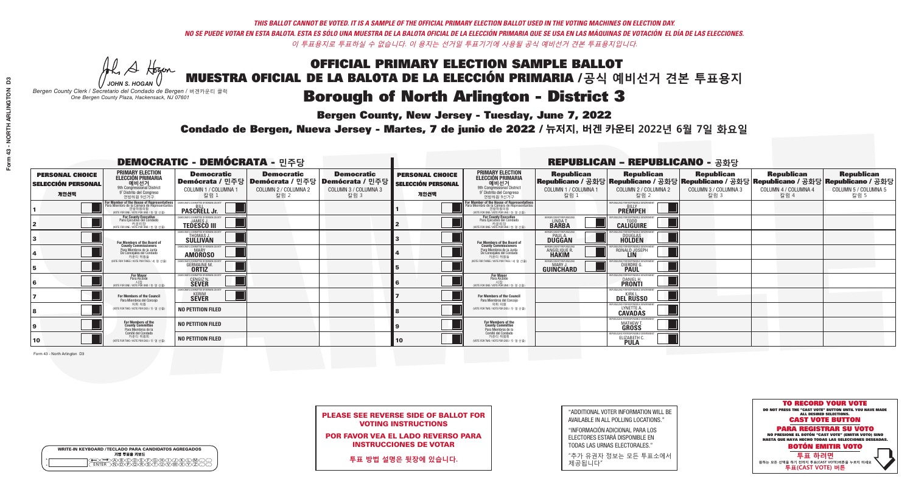*THIS BALLOT CANNOT BE VOTED. IT IS A SAMPLE OF THE OFFICIAL PRIMARY ELECTION BALLOT USED IN THE VOTING MACHINES ON ELECTION DAY.*
*NO SE PUEDE VOTAR EN ESTA BALOTA. ESTA ES SÓLO UNA MUESTRA DE LA BALOTA OFICIAL DE LA ELECCIÓN PRIMARIA QUE SE USA EN LAS MÁQUINAS DE VOTACIÓN EL DÍA DE LAS ELECCIONES.*
*이 투표용지로 투표하실 수 없습니다. 이 용지는 선거일 투표기기에 사용될 공식 예비선거 견본 투표용지입니다.*

JOHN S. HOGAN
Bergen County Clerk / Secretario del Condado de Bergen / 버겐카운티 클럭
One Bergen County Plaza, Hackensack, NJ 07601

# OFFICIAL PRIMARY ELECTION SAMPLE BALLOT
# MUESTRA OFICIAL DE LA BALOTA DE LA ELECCIÓN PRIMARIA /공식 예비선거 견본 투표용지
# Borough of North Arlington - District 3

**Bergen County, New Jersey - Tuesday, June 7, 2022**

**Condado de Bergen, Nueva Jersey - Martes, 7 de junio de 2022 / 뉴저지, 버겐 카운티 2022년 6월 7일 화요일**

## DEMOCRATIC - DEMÓCRATA - 민주당

| PERSONAL CHOICE / SELECCIÓN PERSONAL / 개인선택 | PRIMARY ELECTION / ELECCIÓN PRIMARIA / 예비선거 (9th Congressional District) | Democratic / Demócrata / 민주당 COLUMN 1 / COLUMNA 1 / 칼럼 1 | Democratic / Demócrata / 민주당 COLUMN 2 / COLUMNA 2 / 칼럼 2 | Democratic / Demócrata / 민주당 COLUMN 3 / COLUMNA 3 / 칼럼 3 |
|---|---|---|---|---|
| 1 | For Member of the House of Representatives / Para Miembro de la Cámara de Representantes / 연방하원의원 (VOTE FOR ONE / VOTE POR UNO / 한 명 선출) | BILL PASCRELL Jr. | | |
| 2 | For County Executive / Para Ejecutivo del Condado / 카운티장 (VOTE FOR ONE / VOTE POR UNO / 한 명 선출) | JAMES J. TEDESCO III | | |
| 3 | For Members of the Board of County Commissioners / Para Miembros de la Junta De Concejales del Condado / 카운티 위원들 (VOTE FOR THREE / VOTE POR TRES / 세 명 선출) | THOMAS J. SULLIVAN | | |
| 4 | | MARY AMOROSO | | |
| 5 | | GERMAINE M. ORTIZ | | |
| 6 | For Mayor / Para Alcalde / 시장 (VOTE FOR ONE / VOTE POR UNO / 한 명 선출) | CENGIZ N. SEVER | | |
| 7 | For Members of the Council / Para Miembros del Concejo / 의회 의원 (VOTE FOR TWO / VOTE POR DOS / 두 명 선출) | KERIM SEVER | | |
| 8 | | NO PETITION FILED | | |
| 9 | For Members of the County Committee / Para Miembros de la Comité del Condado / 카운티 위원회 (VOTE FOR TWO / VOTE POR DOS / 두 명 선출) | NO PETITION FILED | | |
| 10 | | NO PETITION FILED | | |

## REPUBLICAN - REPUBLICANO - 공화당

| PERSONAL CHOICE / SELECCIÓN PERSONAL / 개인선택 | PRIMARY ELECTION / ELECCIÓN PRIMARIA / 예비선거 (9th Congressional District) | Republican / Republicano / 공화당 COLUMN 1 / COLUMNA 1 / 칼럼 1 | Republican / Republicano / 공화당 COLUMN 2 / COLUMNA 2 / 칼럼 2 | Republican / Republicano / 공화당 COLUMN 3 / COLUMNA 3 / 칼럼 3 | Republican / Republicano / 공화당 COLUMN 4 / COLUMNA 4 / 칼럼 4 | Republican / Republicano / 공화당 COLUMN 5 / COLUMNA 5 / 칼럼 5 |
|---|---|---|---|---|---|---|
| 1 | For Member of the House of Representatives / Para Miembro de la Cámara de Representantes / 연방하원의원 (VOTE FOR ONE / VOTE POR UNO / 한 명 선출) | | BILLY PREMPEH | | | |
| 2 | For County Executive / Para Ejecutivo del Condado / 카운티장 (VOTE FOR ONE / VOTE POR UNO / 한 명 선출) | LINDA T. BARBA | TODD CALIGUIRE | | | |
| 3 | For Members of the Board of County Commissioners / Para Miembros de la Junta De Concejales del Condado / 카운티 위원들 (VOTE FOR THREE / VOTE POR TRES / 세 명 선출) | PAUL A. DUGGAN | DOUGLAS HOLDEN | | | |
| 4 | | ANGELIQUE R. HAKIM | RONALD JOSEPH LIN | | | |
| 5 | | MARY J. GUINCHARD | DIERDRE G. PAUL | | | |
| 6 | For Mayor / Para Alcalde / 시장 (VOTE FOR ONE / VOTE POR UNO / 한 명 선출) | | DANIEL H. PRONTI | | | |
| 7 | For Members of the Council / Para Miembros del Concejo / 의회 의원 (VOTE FOR TWO / VOTE POR DOS / 두 명 선출) | | KIRK L. DEL RUSSO | | | |
| 8 | | | LYNETTE A. CAVADAS | | | |
| 9 | For Members of the County Committee / Para Miembros de la Comité del Condado / 카운티 위원회 (VOTE FOR TWO / VOTE POR DOS / 두 명 선출) | | MATHEW T. GROSS | | | |
| 10 | | | ELIZABETH C. PULA | | | |

Form 43 - North Arlington D3

**PLEASE SEE REVERSE SIDE OF BALLOT FOR VOTING INSTRUCTIONS**

**POR FAVOR VEA EL LADO REVERSO PARA INSTRUCCIONES DE VOTAR**

**투표 방법 설명은 뒷장에 있습니다.**

"ADDITIONAL VOTER INFORMATION WILL BE AVAILABLE IN ALL POLLING LOCATIONS."

"INFORMACIÓN ADICIONAL PARA LOS ELECTORES ESTARÁ DISPONIBLE EN TODAS LAS URNAS ELECTORALES."

"추가 유권자 정보는 모든 투표소에서 제공됩니다"

**TO RECORD YOUR VOTE**
DO NOT PRESS THE "CAST VOTE" BUTTON UNTIL YOU HAVE MADE ALL DESIRED SELECTIONS.
**CAST VOTE BUTTON**

**PARA REGISTRAR SU VOTO**
NO PRESIONE EL BOTÓN "CAST VOTE" (EMITIR VOTO) SINO HASTA QUE HAYA HECHO TODAS LAS SELECCIONES DESEADAS.
**BOTÓN EMITIR VOTO**

**투표 하려면**
원하는 모든 선택을 하기 전까지 투표(CAST VOTE)버튼을 누르지 마세요
**투표(CAST VOTE) 버튼**

WRITE-IN KEYBOARD /TECLADO PARA CANDIDATOS AGREGADOS
기명 투표용 키보드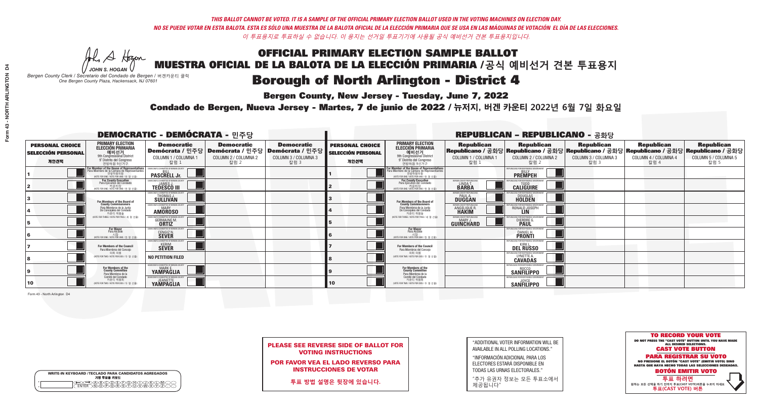*THIS BALLOT CANNOT BE VOTED. IT IS A SAMPLE OF THE OFFICIAL PRIMARY ELECTION BALLOT USED IN THE VOTING MACHINES ON ELECTION DAY.*
*NO SE PUEDE VOTAR EN ESTA BALOTA. ESTA ES SÓLO UNA MUESTRA DE LA BALOTA OFICIAL DE LA ELECCIÓN PRIMARIA QUE SE USA EN LAS MÁQUINAS DE VOTACIÓN EL DÍA DE LAS ELECCIONES.*
*이 투표용지로 투표하실 수 없습니다. 이 용지는 선거일 투표기기에 사용될 공식 예비선거 견본 투표용지입니다.*

JOHN S. HOGAN
Bergen County Clerk / Secretario del Condado de Bergen / 버겐카운티 클럭
One Bergen County Plaza, Hackensack, NJ 07601

# OFFICIAL PRIMARY ELECTION SAMPLE BALLOT
# MUESTRA OFICIAL DE LA BALOTA DE LA ELECCIÓN PRIMARIA /공식 예비선거 견본 투표용지
# Borough of North Arlington - District 4

**Bergen County, New Jersey - Tuesday, June 7, 2022**

**Condado de Bergen, Nueva Jersey - Martes, 7 de junio de 2022 / 뉴저지, 버겐 카운티 2022년 6월 7일 화요일**

## DEMOCRATIC - DEMÓCRATA - 민주당

| PERSONAL CHOICE / SELECCIÓN PERSONAL / 개인선택 | PRIMARY ELECTION / ELECCIÓN PRIMARIA / 예비선거 / 9th Congressional District / 9° Distrito del Congreso / 연방하원 9선거구 | Democratic / Demócrata / 민주당 COLUMN 1 / COLUMNA 1 / 칼럼 1 | Democratic / Demócrata / 민주당 COLUMN 2 / COLUMNA 2 / 칼럼 2 | Democratic / Demócrata / 민주당 COLUMN 3 / COLUMNA 3 / 칼럼 3 |
|---|---|---|---|---|
| 1 | For Member of the House of Representatives / Para Miembro de la Cámara de Representantes / 연방하원의원 (VOTE FOR ONE / VOTE POR UNO / 한 명 선출) | BILL PASCRELL Jr. | | |
| 2 | For County Executive / Para Ejecutivo del Condado / 카운티장 (VOTE FOR ONE / VOTE POR UNO / 한 명 선출) | JAMES J. TEDESCO III | | |
| 3 | For Members of the Board of County Commissioners / Para Miembros de la Junta De Concejales del Condado / 카운티 위원들 (VOTE FOR THREE / VOTE POR TRES / 세 명 선출) | THOMAS J. SULLIVAN | | |
| 4 | | MARY AMOROSO | | |
| 5 | | GERMAINE M. ORTIZ | | |
| 6 | For Mayor / Para Alcalde / 시장 (VOTE FOR ONE / VOTE POR UNO / 한 명 선출) | CENGIZ N. SEVER | | |
| 7 | For Members of the Council / Para Miembros del Concejo / 의회 의원 (VOTE FOR TWO / VOTE POR DOS / 두 명 선출) | KERIM SEVER | | |
| 8 | | NO PETITION FILED | | |
| 9 | For Members of the County Committee / Para Miembros de la Comité del Condado / 카운티 위원회 (VOTE FOR TWO / VOTE POR DOS / 두 명 선출) | MARK E. YAMPAGLIA | | |
| 10 | | JEANETTE YAMPAGLIA | | |

## REPUBLICAN - REPUBLICANO - 공화당

| PERSONAL CHOICE / SELECCIÓN PERSONAL / 개인선택 | PRIMARY ELECTION / ELECCIÓN PRIMARIA / 예비선거 / 9th Congressional District / 9° Distrito del Congreso / 연방하원 9선거구 | Republican / Republicano / 공화당 COLUMN 1 / COLUMNA 1 / 칼럼 1 | Republican / Republicano / 공화당 COLUMN 2 / COLUMNA 2 / 칼럼 2 | Republican / Republicano / 공화당 COLUMN 3 / COLUMNA 3 / 칼럼 3 | Republican / Republicano / 공화당 COLUMN 4 / COLUMNA 4 / 칼럼 4 | Republican / Republicano / 공화당 COLUMN 5 / COLUMNA 5 / 칼럼 5 |
|---|---|---|---|---|---|---|
| 1 | For Member of the House of Representatives / Para Miembro de la Cámara de Representantes / 연방하원의원 (VOTE FOR ONE / VOTE POR UNO / 한 명 선출) | | BILLY PREMPEH | | | |
| 2 | For County Executive / Para Ejecutivo del Condado / 카운티장 (VOTE FOR ONE / VOTE POR UNO / 한 명 선출) | LINDA T. BARBA | TODD CALIGUIRE | | | |
| 3 | For Members of the Board of County Commissioners / Para Miembros de la Junta De Concejales del Condado / 카운티 위원들 (VOTE FOR THREE / VOTE POR TRES / 세 명 선출) | PAUL A. DUGGAN | DOUGLAS HOLDEN | | | |
| 4 | | ANGELIQUE R. HAKIM | RONALD JOSEPH LIN | | | |
| 5 | | MARY J. GUINCHARD | DIERDRE G. PAUL | | | |
| 6 | For Mayor / Para Alcalde / 시장 (VOTE FOR ONE / VOTE POR UNO / 한 명 선출) | | DANIEL H. PRONTI | | | |
| 7 | For Members of the Council / Para Miembros del Concejo / 의회 의원 (VOTE FOR TWO / VOTE POR DOS / 두 명 선출) | | KIRK L. DEL RUSSO | | | |
| 8 | | | LYNETTE A. CAVADAS | | | |
| 9 | For Members of the County Committee / Para Miembros de la Comité del Condado / 카운티 위원회 (VOTE FOR TWO / VOTE POR DOS / 두 명 선출) | | ROCCO SANFILIPPO | | | |
| 10 | | | JOYCE SANFILIPPO | | | |

Form 43 - North Arlington D4

**PLEASE SEE REVERSE SIDE OF BALLOT FOR VOTING INSTRUCTIONS**

**POR FAVOR VEA EL LADO REVERSO PARA INSTRUCCIONES DE VOTAR**

**투표 방법 설명은 뒷장에 있습니다.**

"ADDITIONAL VOTER INFORMATION WILL BE AVAILABLE IN ALL POLLING LOCATIONS."

"INFORMACIÓN ADICIONAL PARA LOS ELECTORES ESTARÁ DISPONIBLE EN TODAS LAS URNAS ELECTORALES."

"추가 유권자 정보는 모든 투표소에서 제공됩니다"

**TO RECORD YOUR VOTE**
DO NOT PRESS THE "CAST VOTE" BUTTON UNTIL YOU HAVE MADE ALL DESIRED SELECTIONS.
**CAST VOTE BUTTON**
**PARA REGISTRAR SU VOTO**
NO PRESIONE EL BOTÓN "CAST VOTE" (EMITIR VOTO) SINO HASTA QUE HAYA HECHO TODAS LAS SELECCIONES DESEADAS.
**BOTÓN EMITIR VOTO**
**투표 하려면**
원하는 모든 선택을 하기 전까지 투표(CAST VOTE)버튼을 누르지 마세요
**투표(CAST VOTE) 버튼**

WRITE-IN KEYBOARD /TECLADO PARA CANDIDATOS AGREGADOS
기명 투표용 키보드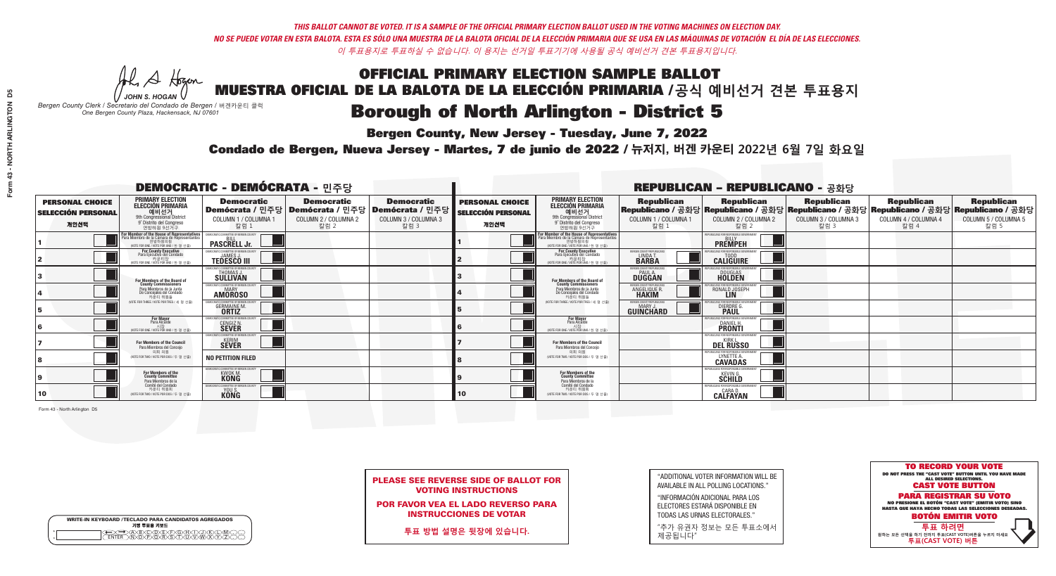*THIS BALLOT CANNOT BE VOTED. IT IS A SAMPLE OF THE OFFICIAL PRIMARY ELECTION BALLOT USED IN THE VOTING MACHINES ON ELECTION DAY.*
*NO SE PUEDE VOTAR EN ESTA BALOTA. ESTA ES SÓLO UNA MUESTRA DE LA BALOTA OFICIAL DE LA ELECCIÓN PRIMARIA QUE SE USA EN LAS MÁQUINAS DE VOTACIÓN EL DÍA DE LAS ELECCIONES.*
*이 투표용지로 투표하실 수 없습니다. 이 용지는 선거일 투표기기에 사용될 공식 예비선거 견본 투표용지입니다.*

JOHN S. HOGAN
Bergen County Clerk / Secretario del Condado de Bergen / 버겐카운티 클럭
One Bergen County Plaza, Hackensack, NJ 07601

# OFFICIAL PRIMARY ELECTION SAMPLE BALLOT
# MUESTRA OFICIAL DE LA BALOTA DE LA ELECCIÓN PRIMARIA /공식 예비선거 견본 투표용지
# Borough of North Arlington - District 5

**Bergen County, New Jersey - Tuesday, June 7, 2022**

**Condado de Bergen, Nueva Jersey - Martes, 7 de junio de 2022 / 뉴저지, 버겐 카운티 2022년 6월 7일 화요일**

## DEMOCRATIC - DEMÓCRATA - 민주당

| PERSONAL CHOICE / SELECCIÓN PERSONAL / 개인선택 | PRIMARY ELECTION / ELECCIÓN PRIMARIA / 예비선거 | Democratic / Demócrata / 민주당 COLUMN 1 / COLUMNA 1 / 칼럼 1 | Democratic / Demócrata / 민주당 COLUMN 2 / COLUMNA 2 / 칼럼 2 | Democratic / Demócrata / 민주당 COLUMN 3 / COLUMNA 3 / 칼럼 3 |
|---|---|---|---|---|
| 1 | For Member of the House of Representatives / Para Miembro de la Cámara de Representantes / 연방하원의원 (9th Congressional District) (VOTE FOR ONE / VOTE POR UNO / 한 명 선출) | BILL PASCRELL Jr. | | |
| 2 | For County Executive / Para Ejecutivo del Condado / 카운티장 (VOTE FOR ONE / VOTE POR UNO / 한 명 선출) | JAMES J. TEDESCO III | | |
| 3 | For Members of the Board of County Commissioners / Para Miembros de la Junta De Concejales del Condado / 카운티 위원들 (VOTE FOR THREE / VOTE POR TRES / 세 명 선출) | THOMAS J. SULLIVAN | | |
| 4 | | MARY AMOROSO | | |
| 5 | | GERMAINE M. ORTIZ | | |
| 6 | For Mayor / Para Alcalde / 시장 (VOTE FOR ONE / VOTE POR UNO / 한 명 선출) | CENGIZ N. SEVER | | |
| 7 | For Members of the Council / Para Miembros del Concejo / 의회 의원 (VOTE FOR TWO / VOTE POR DOS / 두 명 선출) | KERIM SEVER | | |
| 8 | | NO PETITION FILED | | |
| 9 | For Members of the County Committee / Para Miembros de la Comité del Condado / 카운티 위원회 (VOTE FOR TWO / VOTE POR DOS / 두 명 선출) | KWOK M. KONG | | |
| 10 | | YOU S. KONG | | |

## REPUBLICAN - REPUBLICANO - 공화당

| PERSONAL CHOICE / SELECCIÓN PERSONAL / 개인선택 | PRIMARY ELECTION / ELECCIÓN PRIMARIA / 예비선거 | Republican / Republicano / 공화당 COLUMN 1 / COLUMNA 1 / 칼럼 1 | Republican / Republicano / 공화당 COLUMN 2 / COLUMNA 2 / 칼럼 2 | Republican / Republicano / 공화당 COLUMN 3 / COLUMNA 3 / 칼럼 3 | Republican / Republicano / 공화당 COLUMN 4 / COLUMNA 4 / 칼럼 4 | Republican / Republicano / 공화당 COLUMN 5 / COLUMNA 5 / 칼럼 5 |
|---|---|---|---|---|---|---|
| 1 | For Member of the House of Representatives / Para Miembro de la Cámara de Representantes / 연방하원의원 (9th Congressional District) (VOTE FOR ONE / VOTE POR UNO / 한 명 선출) | | BILLY PREMPEH | | | |
| 2 | For County Executive / Para Ejecutivo del Condado / 카운티장 (VOTE FOR ONE / VOTE POR UNO / 한 명 선출) | LINDA T. BARBA | TODD CALIGUIRE | | | |
| 3 | For Members of the Board of County Commissioners / Para Miembros de la Junta De Concejales del Condado / 카운티 위원들 (VOTE FOR THREE / VOTE POR TRES / 세 명 선출) | PAUL A. DUGGAN | DOUGLAS HOLDEN | | | |
| 4 | | ANGELIQUE R. HAKIM | RONALD JOSEPH LIN | | | |
| 5 | | MARY J. GUINCHARD | DIERDRE G. PAUL | | | |
| 6 | For Mayor / Para Alcalde / 시장 (VOTE FOR ONE / VOTE POR UNO / 한 명 선출) | | DANIEL H. PRONTI | | | |
| 7 | For Members of the Council / Para Miembros del Concejo / 의회 의원 (VOTE FOR TWO / VOTE POR DOS / 두 명 선출) | | KIRK L. DEL RUSSO | | | |
| 8 | | | LYNETTE A. CAVADAS | | | |
| 9 | For Members of the County Committee / Para Miembros de la Comité del Condado / 카운티 위원회 (VOTE FOR TWO / VOTE POR DOS / 두 명 선출) | | KEVIN G. SCHILD | | | |
| 10 | | | CARA D. CALFAYAN | | | |

Form 43 - North Arlington D5

**PLEASE SEE REVERSE SIDE OF BALLOT FOR VOTING INSTRUCTIONS**

**POR FAVOR VEA EL LADO REVERSO PARA INSTRUCCIONES DE VOTAR**

**투표 방법 설명은 뒷장에 있습니다.**

"ADDITIONAL VOTER INFORMATION WILL BE AVAILABLE IN ALL POLLING LOCATIONS."

"INFORMACIÓN ADICIONAL PARA LOS ELECTORES ESTARÁ DISPONIBLE EN TODAS LAS URNAS ELECTORALES."

"추가 유권자 정보는 모든 투표소에서 제공됩니다"

WRITE-IN KEYBOARD /TECLADO PARA CANDIDATOS AGREGADOS
기명 투표용 키보드

**TO RECORD YOUR VOTE**
DO NOT PRESS THE "CAST VOTE" BUTTON UNTIL YOU HAVE MADE ALL DESIRED SELECTIONS.
**CAST VOTE BUTTON**

**PARA REGISTRAR SU VOTO**
NO PRESIONE EL BOTÓN "CAST VOTE" (EMITIR VOTO) SINO HASTA QUE HAYA HECHO TODAS LAS SELECCIONES DESEADAS.
**BOTÓN EMITIR VOTO**

**투표 하려면**
원하는 모든 선택을 하기 전까지 투표(CAST VOTE)버튼을 누르지 마세요
**투표(CAST VOTE) 버튼**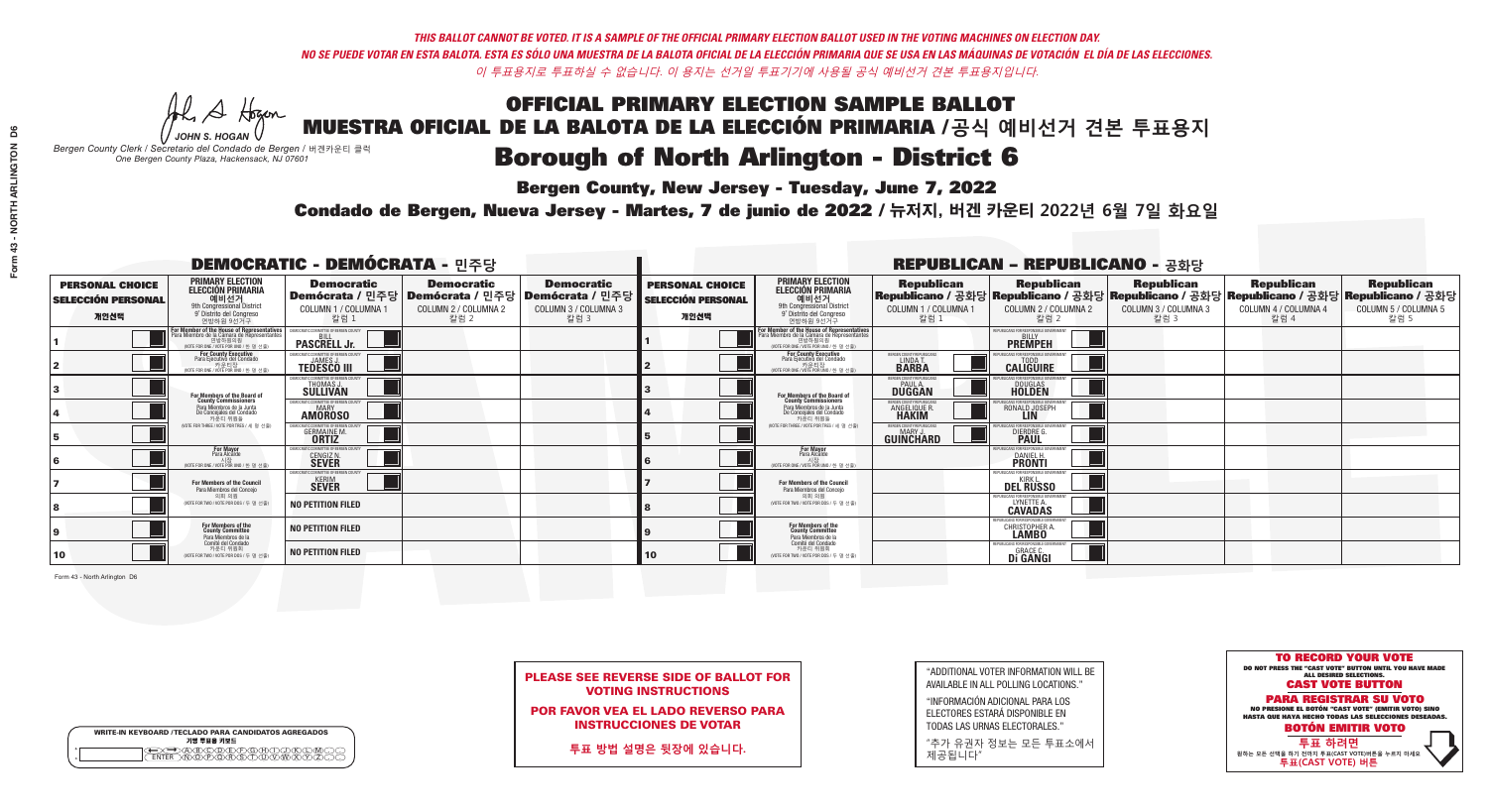*THIS BALLOT CANNOT BE VOTED. IT IS A SAMPLE OF THE OFFICIAL PRIMARY ELECTION BALLOT USED IN THE VOTING MACHINES ON ELECTION DAY.*
*NO SE PUEDE VOTAR EN ESTA BALOTA. ESTA ES SÓLO UNA MUESTRA DE LA BALOTA OFICIAL DE LA ELECCIÓN PRIMARIA QUE SE USA EN LAS MÁQUINAS DE VOTACIÓN EL DÍA DE LAS ELECCIONES.*
*이 투표용지로 투표하실 수 없습니다. 이 용지는 선거일 투표기기에 사용될 공식 예비선거 견본 투표용지입니다.*

JOHN S. HOGAN
*Bergen County Clerk / Secretario del Condado de Bergen / 버겐카운티 클럭*
*One Bergen County Plaza, Hackensack, NJ 07601*

# OFFICIAL PRIMARY ELECTION SAMPLE BALLOT
# MUESTRA OFICIAL DE LA BALOTA DE LA ELECCIÓN PRIMARIA / 공식 예비선거 견본 투표용지
# Borough of North Arlington - District 6

**Bergen County, New Jersey - Tuesday, June 7, 2022**

**Condado de Bergen, Nueva Jersey - Martes, 7 de junio de 2022 / 뉴저지, 버겐 카운티 2022년 6월 7일 화요일**

## DEMOCRATIC - DEMÓCRATA - 민주당

| PERSONAL CHOICE / SELECCIÓN PERSONAL / 개인선택 | PRIMARY ELECTION / ELECCIÓN PRIMARIA / 예비선거 (9th Congressional District / 9° Distrito del Congreso / 연방하원 9선거구) | Democratic / Demócrata / 민주당 COLUMN 1 / COLUMNA 1 / 칼럼 1 | Democratic / Demócrata / 민주당 COLUMN 2 / COLUMNA 2 / 칼럼 2 | Democratic / Demócrata / 민주당 COLUMN 3 / COLUMNA 3 / 칼럼 3 |
|---|---|---|---|---|
| 1 | For Member of the House of Representatives / Para Miembro de la Cámara de Representantes / 연방하원의원 (VOTE FOR ONE / VOTE POR UNO / 한 명 선출) | BILL PASCRELL Jr. | | |
| 2 | For County Executive / Para Ejecutivo del Condado / 카운티장 (VOTE FOR ONE / VOTE POR UNO / 한 명 선출) | JAMES J. TEDESCO III | | |
| 3 | For Members of the Board of County Commissioners / Para Miembros de la Junta De Concejales del Condado / 카운티 위원들 (VOTE FOR THREE / VOTE POR TRES / 세 명 선출) | THOMAS J. SULLIVAN | | |
| 4 | | MARY AMOROSO | | |
| 5 | | GERMAINE M. ORTIZ | | |
| 6 | For Mayor / Para Alcalde / 시장 (VOTE FOR ONE / VOTE POR UNO / 한 명 선출) | CENGIZ N. SEVER | | |
| 7 | For Members of the Council / Para Miembros del Concejo / 의회 의원 (VOTE FOR TWO / VOTE POR DOS / 두 명 선출) | KERIM SEVER | | |
| 8 | | NO PETITION FILED | | |
| 9 | For Members of the County Committee / Para Miembros de la Comité del Condado / 카운티 위원회 (VOTE FOR TWO / VOTE POR DOS / 두 명 선출) | NO PETITION FILED | | |
| 10 | | NO PETITION FILED | | |

## REPUBLICAN - REPUBLICANO - 공화당

| PERSONAL CHOICE / SELECCIÓN PERSONAL / 개인선택 | PRIMARY ELECTION / ELECCIÓN PRIMARIA / 예비선거 (9th Congressional District / 9° Distrito del Congreso / 연방하원 9선거구) | Republican / Republicano / 공화당 COLUMN 1 / COLUMNA 1 / 칼럼 1 | Republican / Republicano / 공화당 COLUMN 2 / COLUMNA 2 / 칼럼 2 | Republican / Republicano / 공화당 COLUMN 3 / COLUMNA 3 / 칼럼 3 | Republican / Republicano / 공화당 COLUMN 4 / COLUMNA 4 / 칼럼 4 | Republican / Republicano / 공화당 COLUMN 5 / COLUMNA 5 / 칼럼 5 |
|---|---|---|---|---|---|---|
| 1 | For Member of the House of Representatives / Para Miembro de la Cámara de Representantes / 연방하원의원 (VOTE FOR ONE / VOTE POR UNO / 한 명 선출) | | BILLY PREMPEH | | | |
| 2 | For County Executive / Para Ejecutivo del Condado / 카운티장 (VOTE FOR ONE / VOTE POR UNO / 한 명 선출) | LINDA T. BARBA | TODD CALIGUIRE | | | |
| 3 | For Members of the Board of County Commissioners / Para Miembros de la Junta De Concejales del Condado / 카운티 위원들 (VOTE FOR THREE / VOTE POR TRES / 세 명 선출) | PAUL A. DUGGAN | DOUGLAS HOLDEN | | | |
| 4 | | ANGELIQUE R. HAKIM | RONALD JOSEPH LIN | | | |
| 5 | | MARY J. GUINCHARD | DIERDRE G. PAUL | | | |
| 6 | For Mayor / Para Alcalde / 시장 (VOTE FOR ONE / VOTE POR UNO / 한 명 선출) | | DANIEL H. PRONTI | | | |
| 7 | For Members of the Council / Para Miembros del Concejo / 의회 의원 (VOTE FOR TWO / VOTE POR DOS / 두 명 선출) | | KIRK L. DEL RUSSO | | | |
| 8 | | | LYNETTE A. CAVADAS | | | |
| 9 | For Members of the County Committee / Para Miembros de la Comité del Condado / 카운티 위원회 (VOTE FOR TWO / VOTE POR DOS / 두 명 선출) | | CHRISTOPHER A. LAMBO | | | |
| 10 | | | GRACE C. Di GANGI | | | |

Form 43 - North Arlington D6

**PLEASE SEE REVERSE SIDE OF BALLOT FOR VOTING INSTRUCTIONS**

**POR FAVOR VEA EL LADO REVERSO PARA INSTRUCCIONES DE VOTAR**

**투표 방법 설명은 뒷장에 있습니다.**

"ADDITIONAL VOTER INFORMATION WILL BE AVAILABLE IN ALL POLLING LOCATIONS."

"INFORMACIÓN ADICIONAL PARA LOS ELECTORES ESTARÁ DISPONIBLE EN TODAS LAS URNAS ELECTORALES."

"추가 유권자 정보는 모든 투표소에서 제공됩니다"

WRITE-IN KEYBOARD /TECLADO PARA CANDIDATOS AGREGADOS
기명 투표용 키보드

**TO RECORD YOUR VOTE**
DO NOT PRESS THE "CAST VOTE" BUTTON UNTIL YOU HAVE MADE ALL DESIRED SELECTIONS.
**CAST VOTE BUTTON**

**PARA REGISTRAR SU VOTO**
NO PRESIONE EL BOTÓN "CAST VOTE" (EMITIR VOTO) SINO HASTA QUE HAYA HECHO TODAS LAS SELECCIONES DESEADAS.
**BOTÓN EMITIR VOTO**

**투표 하려면**
원하는 모든 선택을 하기 전까지 투표(CAST VOTE)버튼을 누르지 마세요.
**투표(CAST VOTE) 버튼**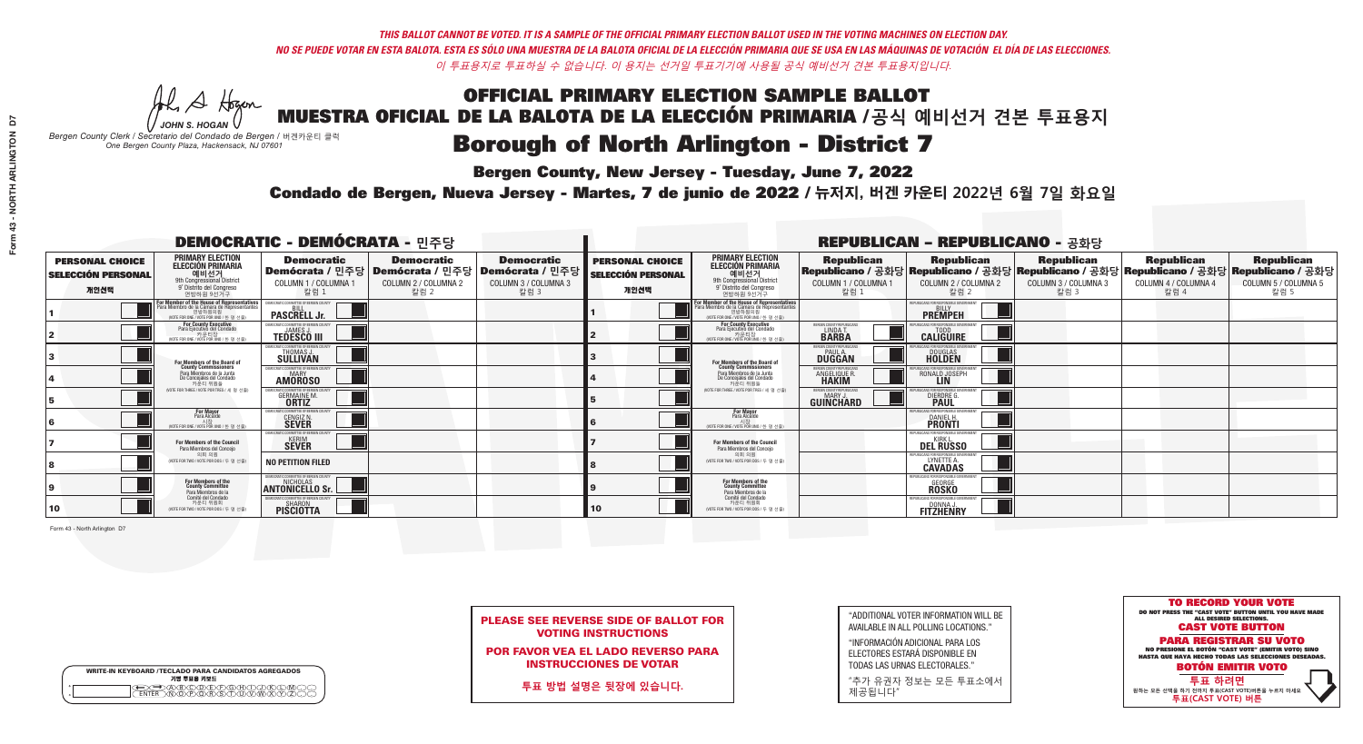*THIS BALLOT CANNOT BE VOTED. IT IS A SAMPLE OF THE OFFICIAL PRIMARY ELECTION BALLOT USED IN THE VOTING MACHINES ON ELECTION DAY.*
*NO SE PUEDE VOTAR EN ESTA BALOTA. ESTA ES SÓLO UNA MUESTRA DE LA BALOTA OFICIAL DE LA ELECCIÓN PRIMARIA QUE SE USA EN LAS MÁQUINAS DE VOTACIÓN EL DÍA DE LAS ELECCIONES.*
*이 투표용지로 투표하실 수 없습니다. 이 용지는 선거일 투표기기에 사용될 공식 예비선거 견본 투표용지입니다.*

JOHN S. HOGAN
*Bergen County Clerk / Secretario del Condado de Bergen / 버겐카운티 클럭*
*One Bergen County Plaza, Hackensack, NJ 07601*

# OFFICIAL PRIMARY ELECTION SAMPLE BALLOT
# MUESTRA OFICIAL DE LA BALOTA DE LA ELECCIÓN PRIMARIA /공식 예비선거 견본 투표용지
# Borough of North Arlington - District 7

**Bergen County, New Jersey - Tuesday, June 7, 2022**

**Condado de Bergen, Nueva Jersey - Martes, 7 de junio de 2022 / 뉴저지, 버겐 카운티 2022년 6월 7일 화요일**

## DEMOCRATIC - DEMÓCRATA - 민주당

| PERSONAL CHOICE / SELECCIÓN PERSONAL / 개인선택 | PRIMARY ELECTION / ELECCIÓN PRIMARIA / 예비선거 (9th Congressional District / 9° Distrito del Congreso / 연방하원 9선거구) | Democratic / Demócrata / 민주당 COLUMN 1 / COLUMNA 1 / 칼럼 1 | Democratic / Demócrata / 민주당 COLUMN 2 / COLUMNA 2 / 칼럼 2 | Democratic / Demócrata / 민주당 COLUMN 3 / COLUMNA 3 / 칼럼 3 |
|---|---|---|---|---|
| 1 | For Member of the House of Representatives / Para Miembro de la Cámara de Representantes / 연방하원의원 (VOTE FOR ONE / VOTE POR UNO / 한 명 선출) | BILL PASCRELL Jr. | | |
| 2 | For County Executive / Para Ejecutivo del Condado / 카운티장 (VOTE FOR ONE / VOTE POR UNO / 한 명 선출) | JAMES J. TEDESCO III | | |
| 3 | For Members of the Board of County Commissioners / Para Miembros de la Junta De Concejales del Condado / 카운티 위원들 (VOTE FOR THREE / VOTE POR TRES / 세 명 선출) | THOMAS J. SULLIVAN | | |
| 4 | | MARY AMOROSO | | |
| 5 | | GERMAINE M. ORTIZ | | |
| 6 | For Mayor / Para Alcalde / 시장 (VOTE FOR ONE / VOTE POR UNO / 한 명 선출) | CENGIZ N. SEVER | | |
| 7 | For Members of the Council / Para Miembros del Concejo / 의회 의원 (VOTE FOR TWO / VOTE POR DOS / 두 명 선출) | KERIM SEVER | | |
| 8 | | NO PETITION FILED | | |
| 9 | For Members of the County Committee / Para Miembros de la Comité del Condado / 카운티 위원회 (VOTE FOR TWO / VOTE POR DOS / 두 명 선출) | NICHOLAS ANTONICELLO Sr. | | |
| 10 | | SHARON PISCIOTTA | | |

## REPUBLICAN - REPUBLICANO - 공화당

| PERSONAL CHOICE / SELECCIÓN PERSONAL / 개인선택 | PRIMARY ELECTION / ELECCIÓN PRIMARIA / 예비선거 (9th Congressional District / 9° Distrito del Congreso / 연방하원 9선거구) | Republican / Republicano / 공화당 COLUMN 1 / COLUMNA 1 / 칼럼 1 | Republican / Republicano / 공화당 COLUMN 2 / COLUMNA 2 / 칼럼 2 | Republican / Republicano / 공화당 COLUMN 3 / COLUMNA 3 / 칼럼 3 | Republican / Republicano / 공화당 COLUMN 4 / COLUMNA 4 / 칼럼 4 | Republican / Republicano / 공화당 COLUMN 5 / COLUMNA 5 / 칼럼 5 |
|---|---|---|---|---|---|---|
| 1 | For Member of the House of Representatives / Para Miembro de la Cámara de Representantes / 연방하원의원 (VOTE FOR ONE / VOTE POR UNO / 한 명 선출) | | BILLY PREMPEH | | | |
| 2 | For County Executive / Para Ejecutivo del Condado / 카운티장 (VOTE FOR ONE / VOTE POR UNO / 한 명 선출) | LINDA T. BARBA | TODD CALIGUIRE | | | |
| 3 | For Members of the Board of County Commissioners / Para Miembros de la Junta De Concejales del Condado / 카운티 위원들 (VOTE FOR THREE / VOTE POR TRES / 세 명 선출) | PAUL A. DUGGAN | DOUGLAS HOLDEN | | | |
| 4 | | ANGELIQUE R. HAKIM | RONALD JOSEPH LIN | | | |
| 5 | | MARY J. GUINCHARD | DIERDRE G. PAUL | | | |
| 6 | For Mayor / Para Alcalde / 시장 (VOTE FOR ONE / VOTE POR UNO / 한 명 선출) | | DANIEL H. PRONTI | | | |
| 7 | For Members of the Council / Para Miembros del Concejo / 의회 의원 (VOTE FOR TWO / VOTE POR DOS / 두 명 선출) | | KIRK L. DEL RUSSO | | | |
| 8 | | | LYNETTE A. CAVADAS | | | |
| 9 | For Members of the County Committee / Para Miembros de la Comité del Condado / 카운티 위원회 (VOTE FOR TWO / VOTE POR DOS / 두 명 선출) | | GEORGE ROSKO | | | |
| 10 | | | DONNA J. FITZHENRY | | | |

Form 43 - North Arlington D7

**PLEASE SEE REVERSE SIDE OF BALLOT FOR VOTING INSTRUCTIONS**

**POR FAVOR VEA EL LADO REVERSO PARA INSTRUCCIONES DE VOTAR**

**투표 방법 설명은 뒷장에 있습니다.**

"ADDITIONAL VOTER INFORMATION WILL BE AVAILABLE IN ALL POLLING LOCATIONS."

"INFORMACIÓN ADICIONAL PARA LOS ELECTORES ESTARÁ DISPONIBLE EN TODAS LAS URNAS ELECTORALES."

"추가 유권자 정보는 모든 투표소에서 제공됩니다"

**TO RECORD YOUR VOTE**
DO NOT PRESS THE "CAST VOTE" BUTTON UNTIL YOU HAVE MADE ALL DESIRED SELECTIONS.
**CAST VOTE BUTTON**
**PARA REGISTRAR SU VOTO**
NO PRESIONE EL BOTÓN "CAST VOTE" (EMITIR VOTO) SINO HASTA QUE HAYA HECHO TODAS LAS SELECCIONES DESEADAS.
**BOTÓN EMITIR VOTO**
**투표 하려면**
원하는 모든 선택을 하기 전까지 투표(CAST VOTE)버튼을 누르지 마세요.
**투표(CAST VOTE) 버튼**

WRITE-IN KEYBOARD /TECLADO PARA CANDIDATOS AGREGADOS
기명 투표용 키보드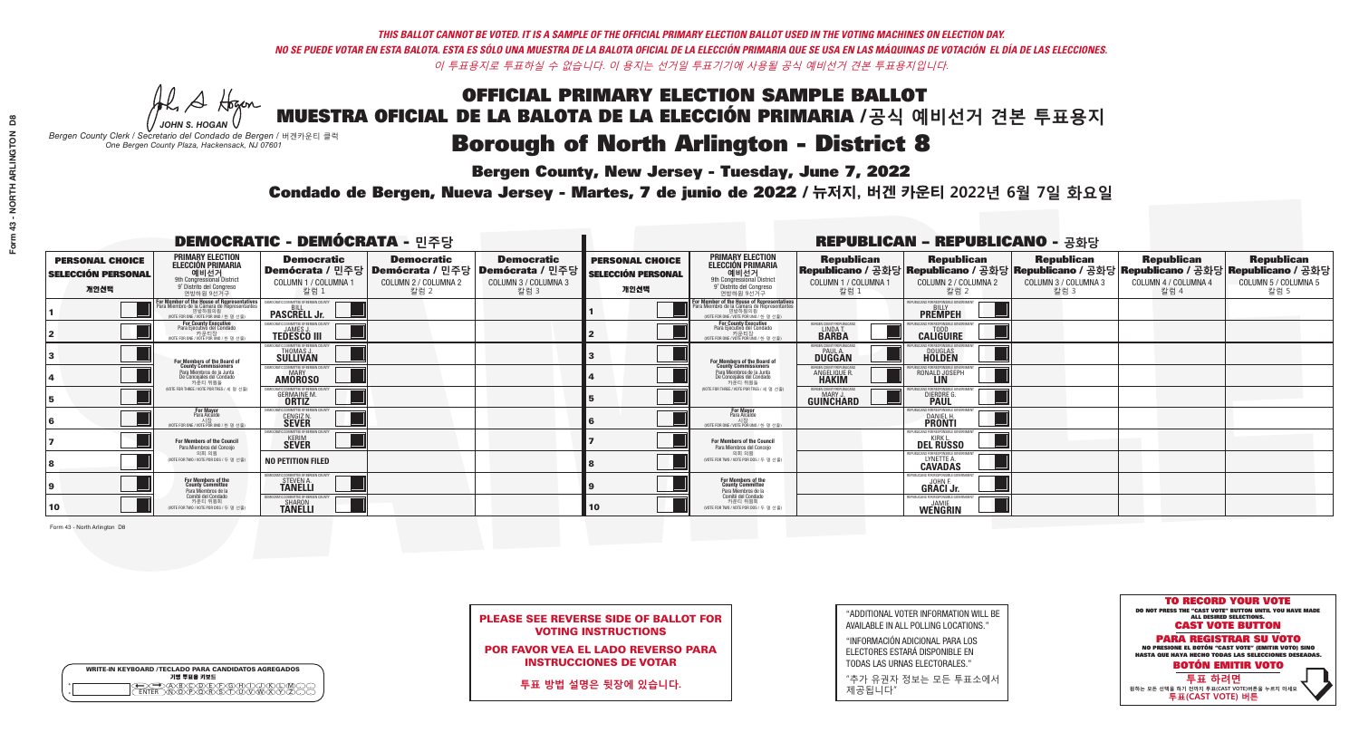*THIS BALLOT CANNOT BE VOTED. IT IS A SAMPLE OF THE OFFICIAL PRIMARY ELECTION BALLOT USED IN THE VOTING MACHINES ON ELECTION DAY.*
*NO SE PUEDE VOTAR EN ESTA BALOTA. ESTA ES SÓLO UNA MUESTRA DE LA BALOTA OFICIAL DE LA ELECCIÓN PRIMARIA QUE SE USA EN LAS MÁQUINAS DE VOTACIÓN EL DÍA DE LAS ELECCIONES.*
*이 투표용지로 투표하실 수 없습니다. 이 용지는 선거일 투표기기에 사용될 공식 예비선거 견본 투표용지입니다.*

JOHN S. HOGAN
Bergen County Clerk / Secretario del Condado de Bergen / 버겐카운티 클럭
One Bergen County Plaza, Hackensack, NJ 07601

# OFFICIAL PRIMARY ELECTION SAMPLE BALLOT
# MUESTRA OFICIAL DE LA BALOTA DE LA ELECCIÓN PRIMARIA / 공식 예비선거 견본 투표용지
# Borough of North Arlington - District 8

**Bergen County, New Jersey - Tuesday, June 7, 2022**

**Condado de Bergen, Nueva Jersey - Martes, 7 de junio de 2022 / 뉴저지, 버겐 카운티 2022년 6월 7일 화요일**

## DEMOCRATIC - DEMÓCRATA - 민주당

| PERSONAL CHOICE / SELECCIÓN PERSONAL / 개인선택 | PRIMARY ELECTION / ELECCIÓN PRIMARIA / 예비선거 | Democratic / Demócrata / 민주당 COLUMN 1 / COLUMNA 1 / 칼럼 1 | Democratic / Demócrata / 민주당 COLUMN 2 / COLUMNA 2 / 칼럼 2 | Democratic / Demócrata / 민주당 COLUMN 3 / COLUMNA 3 / 칼럼 3 |
|---|---|---|---|---|
| 1 | For Member of the House of Representatives / Para Miembro de la Cámara de Representantes / 연방하원의원 (9th Congressional District / 9° Distrito del Congreso / 연방하원 9선거구) (VOTE FOR ONE / VOTE POR UNO / 한 명 선출) | BILL PASCRELL Jr. | | |
| 2 | For County Executive / Para Ejecutivo del Condado / 카운티장 (VOTE FOR ONE / VOTE POR UNO / 한 명 선출) | JAMES J. TEDESCO III | | |
| 3 | For Members of the Board of County Commissioners / Para Miembros de la Junta De Concejales del Condado / 카운티 위원들 (VOTE FOR THREE / VOTE POR TRES / 세 명 선출) | THOMAS J. SULLIVAN | | |
| 4 | | MARY AMOROSO | | |
| 5 | | GERMAINE M. ORTIZ | | |
| 6 | For Mayor / Para Alcalde / 시장 (VOTE FOR ONE / VOTE POR UNO / 한 명 선출) | CENGIZ N. SEVER | | |
| 7 | For Members of the Council / Para Miembros del Concejo / 의회 의원 (VOTE FOR TWO / VOTE POR DOS / 두 명 선출) | KERIM SEVER | | |
| 8 | | NO PETITION FILED | | |
| 9 | For Members of the County Committee / Para Miembros de la Comité del Condado / 카운티 위원회 (VOTE FOR TWO / VOTE POR DOS / 두 명 선출) | STEVEN A. TANELLI | | |
| 10 | | SHARON TANELLI | | |

## REPUBLICAN - REPUBLICANO - 공화당

| PERSONAL CHOICE / SELECCIÓN PERSONAL / 개인선택 | PRIMARY ELECTION / ELECCIÓN PRIMARIA / 예비선거 | Republican / Republicano / 공화당 COLUMN 1 / COLUMNA 1 / 칼럼 1 | Republican / Republicano / 공화당 COLUMN 2 / COLUMNA 2 / 칼럼 2 | Republican / Republicano / 공화당 COLUMN 3 / COLUMNA 3 / 칼럼 3 | Republican / Republicano / 공화당 COLUMN 4 / COLUMNA 4 / 칼럼 4 | Republican / Republicano / 공화당 COLUMN 5 / COLUMNA 5 / 칼럼 5 |
|---|---|---|---|---|---|---|
| 1 | For Member of the House of Representatives / Para Miembro de la Cámara de Representantes / 연방하원의원 (9th Congressional District / 9° Distrito del Congreso / 연방하원 9선거구) (VOTE FOR ONE / VOTE POR UNO / 한 명 선출) | | BILLY PREMPEH | | | |
| 2 | For County Executive / Para Ejecutivo del Condado / 카운티장 (VOTE FOR ONE / VOTE POR UNO / 한 명 선출) | LINDA T. BARBA | TODD CALIGUIRE | | | |
| 3 | For Members of the Board of County Commissioners / Para Miembros de la Junta De Concejales del Condado / 카운티 위원들 (VOTE FOR THREE / VOTE POR TRES / 세 명 선출) | PAUL A. DUGGAN | DOUGLAS HOLDEN | | | |
| 4 | | ANGELIQUE R. HAKIM | RONALD JOSEPH LIN | | | |
| 5 | | MARY J. GUINCHARD | DIERDRE G. PAUL | | | |
| 6 | For Mayor / Para Alcalde / 시장 (VOTE FOR ONE / VOTE POR UNO / 한 명 선출) | | DANIEL H. PRONTI | | | |
| 7 | For Members of the Council / Para Miembros del Concejo / 의회 의원 (VOTE FOR TWO / VOTE POR DOS / 두 명 선출) | | KIRK L. DEL RUSSO | | | |
| 8 | | | LYNETTE A. CAVADAS | | | |
| 9 | For Members of the County Committee / Para Miembros de la Comité del Condado / 카운티 위원회 (VOTE FOR TWO / VOTE POR DOS / 두 명 선출) | | JOHN F. GRACI Jr. | | | |
| 10 | | | JAMIE WENGRIN | | | |

Form 43 - North Arlington D8

**PLEASE SEE REVERSE SIDE OF BALLOT FOR VOTING INSTRUCTIONS**

**POR FAVOR VEA EL LADO REVERSO PARA INSTRUCCIONES DE VOTAR**

**투표 방법 설명은 뒷장에 있습니다.**

"ADDITIONAL VOTER INFORMATION WILL BE AVAILABLE IN ALL POLLING LOCATIONS."

"INFORMACIÓN ADICIONAL PARA LOS ELECTORES ESTARÁ DISPONIBLE EN TODAS LAS URNAS ELECTORALES."

"추가 유권자 정보는 모든 투표소에서 제공됩니다"

WRITE-IN KEYBOARD /TECLADO PARA CANDIDATOS AGREGADOS / 기명 투표용 키보드

**TO RECORD YOUR VOTE**
DO NOT PRESS THE "CAST VOTE" BUTTON UNTIL YOU HAVE MADE ALL DESIRED SELECTIONS.
**CAST VOTE BUTTON**

**PARA REGISTRAR SU VOTO**
NO PRESIONE EL BOTÓN "CAST VOTE" (EMITIR VOTO) SINO HASTA QUE HAYA HECHO TODAS LAS SELECCIONES DESEADAS.
**BOTÓN EMITIR VOTO**

**투표 하려면**
원하는 모든 선택을 하기 전까지 투표(CAST VOTE)버튼을 누르지 마세요
**투표(CAST VOTE) 버튼**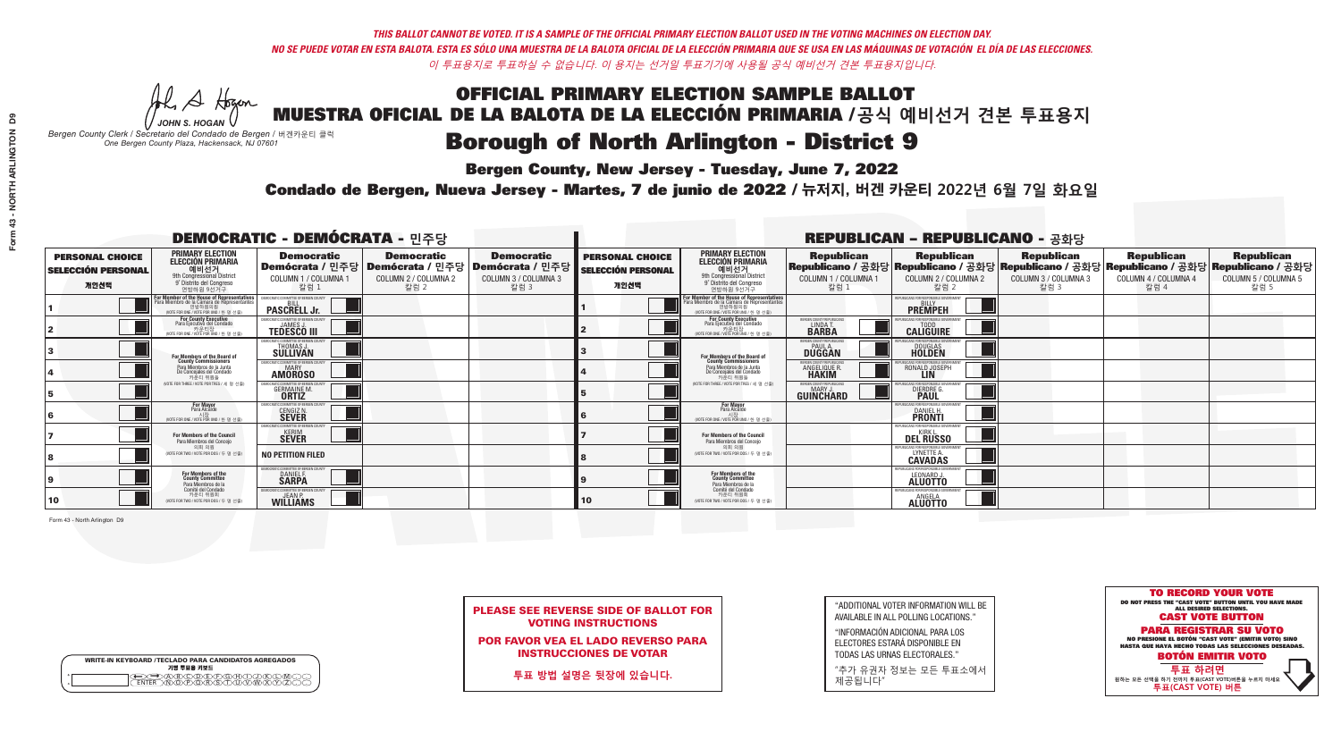*THIS BALLOT CANNOT BE VOTED. IT IS A SAMPLE OF THE OFFICIAL PRIMARY ELECTION BALLOT USED IN THE VOTING MACHINES ON ELECTION DAY.*
*NO SE PUEDE VOTAR EN ESTA BALOTA. ESTA ES SÓLO UNA MUESTRA DE LA BALOTA OFICIAL DE LA ELECCIÓN PRIMARIA QUE SE USA EN LAS MÁQUINAS DE VOTACIÓN EL DÍA DE LAS ELECCIONES.*
*이 투표용지로 투표하실 수 없습니다. 이 용지는 선거일 투표기기에 사용될 공식 예비선거 견본 투표용지입니다.*

JOHN S. HOGAN
*Bergen County Clerk / Secretario del Condado de Bergen / 버겐카운티 클럭*
*One Bergen County Plaza, Hackensack, NJ 07601*

# OFFICIAL PRIMARY ELECTION SAMPLE BALLOT
# MUESTRA OFICIAL DE LA BALOTA DE LA ELECCIÓN PRIMARIA /공식 예비선거 견본 투표용지
# Borough of North Arlington - District 9

**Bergen County, New Jersey - Tuesday, June 7, 2022**

**Condado de Bergen, Nueva Jersey - Martes, 7 de junio de 2022 / 뉴저지, 버겐 카운티 2022년 6월 7일 화요일**

## DEMOCRATIC - DEMÓCRATA - 민주당

| PERSONAL CHOICE / SELECCIÓN PERSONAL / 개인선택 | PRIMARY ELECTION / ELECCIÓN PRIMARIA / 예비선거 | Democratic / Demócrata / 민주당 COLUMN 1 / COLUMNA 1 / 칼럼 1 | Democratic / Demócrata / 민주당 COLUMN 2 / COLUMNA 2 / 칼럼 2 | Democratic / Demócrata / 민주당 COLUMN 3 / COLUMNA 3 / 칼럼 3 |
|---|---|---|---|---|
| 1 | For Member of the House of Representatives / Para Miembro de la Cámara de Representantes / 연방하원의원 (9th Congressional District / 9° Distrito del Congreso / 연방하원 9선거구) (VOTE FOR ONE / VOTE POR UNO / 한 명 선출) | BILL PASCRELL Jr. | | |
| 2 | For County Executive / Para Ejecutivo del Condado / 카운티장 (VOTE FOR ONE / VOTE POR UNO / 한 명 선출) | JAMES J. TEDESCO III | | |
| 3 | For Members of the Board of County Commissioners / Para Miembros de la Junta De Concejales del Condado / 카운티 위원들 (VOTE FOR THREE / VOTE POR TRES / 세 명 선출) | THOMAS J. SULLIVAN | | |
| 4 | | MARY AMOROSO | | |
| 5 | | GERMAINE M. ORTIZ | | |
| 6 | For Mayor / Para Alcalde / 시장 (VOTE FOR ONE / VOTE POR UNO / 한 명 선출) | CENGIZ N. SEVER | | |
| 7 | For Members of the Council / Para Miembros del Concejo / 의회 의원 (VOTE FOR TWO / VOTE POR DOS / 두 명 선출) | KERIM SEVER | | |
| 8 | | NO PETITION FILED | | |
| 9 | For Members of the County Committee / Para Miembros de la Comité del Condado / 카운티 위원회 (VOTE FOR TWO / VOTE POR DOS / 두 명 선출) | DANIEL F. SARPA | | |
| 10 | | JEAN P. WILLIAMS | | |

## REPUBLICAN - REPUBLICANO - 공화당

| PERSONAL CHOICE / SELECCIÓN PERSONAL / 개인선택 | PRIMARY ELECTION / ELECCIÓN PRIMARIA / 예비선거 | Republican / Republicano / 공화당 COLUMN 1 / COLUMNA 1 / 칼럼 1 | Republican / Republicano / 공화당 COLUMN 2 / COLUMNA 2 / 칼럼 2 | Republican / Republicano / 공화당 COLUMN 3 / COLUMNA 3 / 칼럼 3 | Republican / Republicano / 공화당 COLUMN 4 / COLUMNA 4 / 칼럼 4 | Republican / Republicano / 공화당 COLUMN 5 / COLUMNA 5 / 칼럼 5 |
|---|---|---|---|---|---|---|
| 1 | For Member of the House of Representatives / Para Miembro de la Cámara de Representantes / 연방하원의원 (9th Congressional District / 9° Distrito del Congreso / 연방하원 9선거구) (VOTE FOR ONE / VOTE POR UNO / 한 명 선출) | | BILLY PREMPEH | | | |
| 2 | For County Executive / Para Ejecutivo del Condado / 카운티장 (VOTE FOR ONE / VOTE POR UNO / 한 명 선출) | LINDA T. BARBA | TODD CALIGUIRE | | | |
| 3 | For Members of the Board of County Commissioners / Para Miembros de la Junta De Concejales del Condado / 카운티 위원들 (VOTE FOR THREE / VOTE POR TRES / 세 명 선출) | PAUL A. DUGGAN | DOUGLAS HOLDEN | | | |
| 4 | | ANGELIQUE R. HAKIM | RONALD JOSEPH LIN | | | |
| 5 | | MARY J. GUINCHARD | DIERDRE G. PAUL | | | |
| 6 | For Mayor / Para Alcalde / 시장 (VOTE FOR ONE / VOTE POR UNO / 한 명 선출) | | DANIEL H. PRONTI | | | |
| 7 | For Members of the Council / Para Miembros del Concejo / 의회 의원 (VOTE FOR TWO / VOTE POR DOS / 두 명 선출) | | KIRK L. DEL RUSSO | | | |
| 8 | | | LYNETTE A. CAVADAS | | | |
| 9 | For Members of the County Committee / Para Miembros de la Comité del Condado / 카운티 위원회 (VOTE FOR TWO / VOTE POR DOS / 두 명 선출) | | LEONARD J. ALUOTTO | | | |
| 10 | | | ANGELA ALUOTTO | | | |

Form 43 - North Arlington D9

**PLEASE SEE REVERSE SIDE OF BALLOT FOR VOTING INSTRUCTIONS**

**POR FAVOR VEA EL LADO REVERSO PARA INSTRUCCIONES DE VOTAR**

**투표 방법 설명은 뒷장에 있습니다.**

"ADDITIONAL VOTER INFORMATION WILL BE AVAILABLE IN ALL POLLING LOCATIONS."

"INFORMACIÓN ADICIONAL PARA LOS ELECTORES ESTARÁ DISPONIBLE EN TODAS LAS URNAS ELECTORALES."

"추가 유권자 정보는 모든 투표소에서 제공됩니다"

WRITE-IN KEYBOARD /TECLADO PARA CANDIDATOS AGREGADOS
기명 투표용 키보드

**TO RECORD YOUR VOTE**
DO NOT PRESS THE "CAST VOTE" BUTTON UNTIL YOU HAVE MADE ALL DESIRED SELECTIONS.
**CAST VOTE BUTTON**

**PARA REGISTRAR SU VOTO**
NO PRESIONE EL BOTÓN "CAST VOTE" (EMITIR VOTO) SINO HASTA QUE HAYA HECHO TODAS LAS SELECCIONES DESEADAS.
**BOTÓN EMITIR VOTO**

**투표 하려면**
원하는 모든 선택을 하기 전까지 투표(CAST VOTE)버튼을 누르지 마세요
**투표(CAST VOTE) 버튼**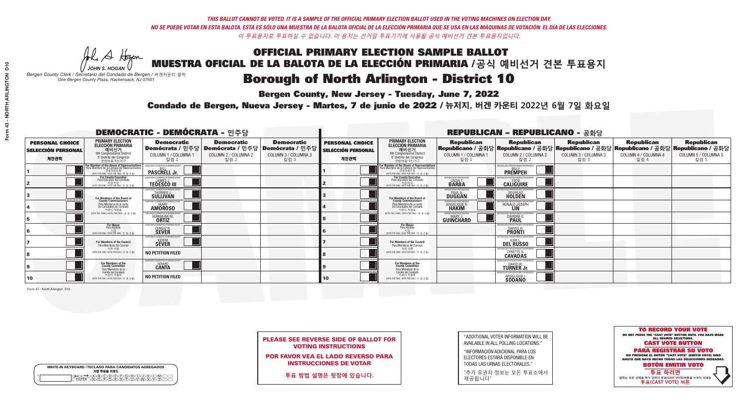*THIS BALLOT CANNOT BE VOTED. IT IS A SAMPLE OF THE OFFICIAL PRIMARY ELECTION BALLOT USED IN THE VOTING MACHINES ON ELECTION DAY.*
*NO SE PUEDE VOTAR EN ESTA BALOTA. ESTA ES SÓLO UNA MUESTRA DE LA BALOTA OFICIAL DE LA ELECCIÓN PRIMARIA QUE SE USA EN LAS MÁQUINAS DE VOTACIÓN EL DÍA DE LAS ELECCIONES.*
*이 투표용지로 투표하실 수 없습니다. 이 용지는 선거일 투표기기에 사용될 공식 예비선거 견본 투표용지입니다.*

JOHN S. HOGAN
Bergen County Clerk / Secretario del Condado de Bergen / 버겐카운티 클럭
One Bergen County Plaza, Hackensack, NJ 07601

# OFFICIAL PRIMARY ELECTION SAMPLE BALLOT
# MUESTRA OFICIAL DE LA BALOTA DE LA ELECCIÓN PRIMARIA /공식 예비선거 견본 투표용지
# Borough of North Arlington - District 10

**Bergen County, New Jersey - Tuesday, June 7, 2022**

**Condado de Bergen, Nueva Jersey - Martes, 7 de junio de 2022 / 뉴저지, 버겐 카운티 2022년 6월 7일 화요일**

## DEMOCRATIC - DEMÓCRATA - 민주당

| PERSONAL CHOICE / SELECCIÓN PERSONAL / 개인선택 | PRIMARY ELECTION / ELECCIÓN PRIMARIA / 예비선거 / 9th Congressional District / 9° Distrito del Congreso / 연방하원 9선거구 | Democratic / Demócrata / 민주당 COLUMN 1 / COLUMNA 1 / 칼럼 1 | Democratic / Demócrata / 민주당 COLUMN 2 / COLUMNA 2 / 칼럼 2 | Democratic / Demócrata / 민주당 COLUMN 3 / COLUMNA 3 / 칼럼 3 |
|---|---|---|---|---|
| 1 | For Member of the House of Representatives / Para Miembro de la Cámara de Representantes / 연방하원의원 (VOTE FOR ONE / VOTE POR UNO / 한 명 선출) | BILL PASCRELL Jr. | | |
| 2 | For County Executive / Para Ejecutivo del Condado / 카운티장 (VOTE FOR ONE / VOTE POR UNO / 한 명 선출) | JAMES J. TEDESCO III | | |
| 3 | For Members of the Board of County Commissioners / Para Miembros de la Junta De Concejales del Condado / 카운티 위원들 (VOTE FOR THREE / VOTE POR TRES / 세 명 선출) | THOMAS J. SULLIVAN | | |
| 4 | | MARY AMOROSO | | |
| 5 | | GERMAINE M. ORTIZ | | |
| 6 | For Mayor / Para Alcalde / 시장 (VOTE FOR ONE / VOTE POR UNO / 한 명 선출) | CENGIZ N. SEVER | | |
| 7 | For Members of the Council / Para Miembros del Concejo / 의회 의원 (VOTE FOR TWO / VOTE POR DOS / 두 명 선출) | KERIM SEVER | | |
| 8 | | NO PETITION FILED | | |
| 9 | For Members of the County Committee / Para Miembros de la Comité del Condado / 카운티 위원회 (VOTE FOR TWO / VOTE POR DOS / 두 명 선출) | GERARD CANTA | | |
| 10 | | NO PETITION FILED | | |

## REPUBLICAN - REPUBLICANO - 공화당

| PERSONAL CHOICE / SELECCIÓN PERSONAL / 개인선택 | PRIMARY ELECTION / ELECCIÓN PRIMARIA / 예비선거 / 9th Congressional District / 9° Distrito del Congreso / 연방하원 9선거구 | Republican / Republicano / 공화당 COLUMN 1 / COLUMNA 1 / 칼럼 1 | Republican / Republicano / 공화당 COLUMN 2 / COLUMNA 2 / 칼럼 2 | Republican / Republicano / 공화당 COLUMN 3 / COLUMNA 3 / 칼럼 3 | Republican / Republicano / 공화당 COLUMN 4 / COLUMNA 4 / 칼럼 4 | Republican / Republicano / 공화당 COLUMN 5 / COLUMNA 5 / 칼럼 5 |
|---|---|---|---|---|---|---|
| 1 | For Member of the House of Representatives / Para Miembro de la Cámara de Representantes / 연방하원의원 (VOTE FOR ONE / VOTE POR UNO / 한 명 선출) | | BILLY PREMPEH | | | |
| 2 | For County Executive / Para Ejecutivo del Condado / 카운티장 (VOTE FOR ONE / VOTE POR UNO / 한 명 선출) | LINDA T. BARBA | TODD CALIGUIRE | | | |
| 3 | For Members of the Board of County Commissioners / Para Miembros de la Junta De Concejales del Condado / 카운티 위원들 (VOTE FOR THREE / VOTE POR TRES / 세 명 선출) | PAUL A. DUGGAN | DOUGLAS HOLDEN | | | |
| 4 | | ANGELIQUE R. HAKIM | RONALD JOSEPH LIN | | | |
| 5 | | MARY J. GUINCHARD | DIERDRE G. PAUL | | | |
| 6 | For Mayor / Para Alcalde / 시장 (VOTE FOR ONE / VOTE POR UNO / 한 명 선출) | | DANIEL H. PRONTI | | | |
| 7 | For Members of the Council / Para Miembros del Concejo / 의회 의원 (VOTE FOR TWO / VOTE POR DOS / 두 명 선출) | | KIRK L. DEL RUSSO | | | |
| 8 | | | LYNETTE A. CAVADAS | | | |
| 9 | For Members of the County Committee / Para Miembros de la Comité del Condado / 카운티 위원회 (VOTE FOR TWO / VOTE POR DOS / 두 명 선출) | | DAVID W. TURNER Jr. | | | |
| 10 | | | ANGELIQUE I. SODANO | | | |

Form 43 - North Arlington D10

WRITE-IN KEYBOARD /TECLADO PARA CANDIDATOS AGREGADOS
기명 투표용 키보드

**PLEASE SEE REVERSE SIDE OF BALLOT FOR VOTING INSTRUCTIONS**

**POR FAVOR VEA EL LADO REVERSO PARA INSTRUCCIONES DE VOTAR**

**투표 방법 설명은 뒷장에 있습니다.**

"ADDITIONAL VOTER INFORMATION WILL BE AVAILABLE IN ALL POLLING LOCATIONS."

"INFORMACIÓN ADICIONAL PARA LOS ELECTORES ESTARÁ DISPONIBLE EN TODAS LAS URNAS ELECTORALES."

"추가 유권자 정보는 모든 투표소에서 제공됩니다"

**TO RECORD YOUR VOTE**
DO NOT PRESS THE "CAST VOTE" BUTTON UNTIL YOU HAVE MADE ALL DESIRED SELECTIONS.
**CAST VOTE BUTTON**

**PARA REGISTRAR SU VOTO**
NO PRESIONE EL BOTÓN "CAST VOTE" (EMITIR VOTO) SINO HASTA QUE HAYA HECHO TODAS LAS SELECCIONES DESEADAS.
**BOTÓN EMITIR VOTO**

**투표 하려면**
원하는 모든 선택을 하기 전까지 투표(CAST VOTE)버튼을 누르지 마세요
**투표(CAST VOTE) 버튼**